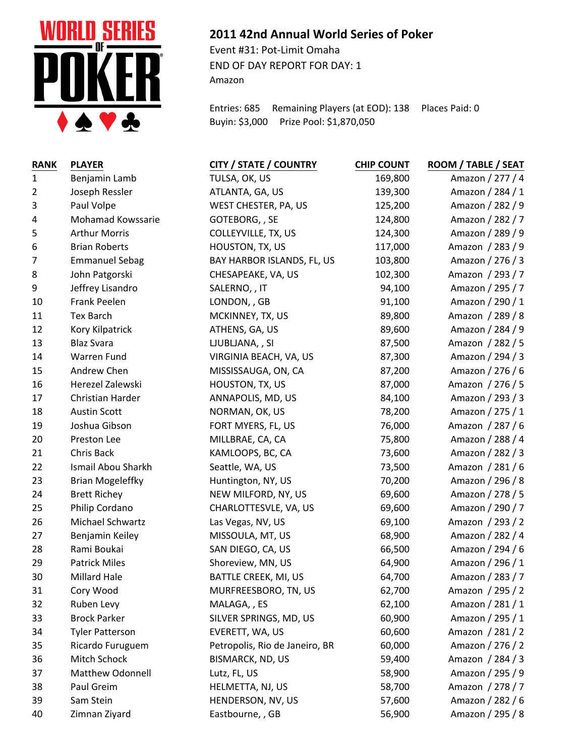## 2011 42nd Annual World Series of Poker

Event #31: Pot-Limit Omaha
END OF DAY REPORT FOR DAY: 1
Amazon

Entries: 685 Remaining Players (at EOD): 138 Places Paid: 0
Buyin: $3,000 Prize Pool: $1,870,050

| RANK | PLAYER | CITY / STATE / COUNTRY | CHIP COUNT | ROOM / TABLE / SEAT |
|---|---|---|---|---|
| 1 | Benjamin Lamb | TULSA, OK, US | 169,800 | Amazon / 277 / 4 |
| 2 | Joseph Ressler | ATLANTA, GA, US | 139,300 | Amazon / 284 / 1 |
| 3 | Paul Volpe | WEST CHESTER, PA, US | 125,200 | Amazon / 282 / 9 |
| 4 | Mohamad Kowssarie | GOTEBORG, , SE | 124,800 | Amazon / 282 / 7 |
| 5 | Arthur Morris | COLLEYVILLE, TX, US | 124,300 | Amazon / 289 / 9 |
| 6 | Brian Roberts | HOUSTON, TX, US | 117,000 | Amazon / 283 / 9 |
| 7 | Emmanuel Sebag | BAY HARBOR ISLANDS, FL, US | 103,800 | Amazon / 276 / 3 |
| 8 | John Patgorski | CHESAPEAKE, VA, US | 102,300 | Amazon / 293 / 7 |
| 9 | Jeffrey Lisandro | SALERNO, , IT | 94,100 | Amazon / 295 / 7 |
| 10 | Frank Peelen | LONDON, , GB | 91,100 | Amazon / 290 / 1 |
| 11 | Tex Barch | MCKINNEY, TX, US | 89,800 | Amazon / 289 / 8 |
| 12 | Kory Kilpatrick | ATHENS, GA, US | 89,600 | Amazon / 284 / 9 |
| 13 | Blaz Svara | LJUBLJANA, , SI | 87,500 | Amazon / 282 / 5 |
| 14 | Warren Fund | VIRGINIA BEACH, VA, US | 87,300 | Amazon / 294 / 3 |
| 15 | Andrew Chen | MISSISSAUGA, ON, CA | 87,200 | Amazon / 276 / 6 |
| 16 | Herezel Zalewski | HOUSTON, TX, US | 87,000 | Amazon / 276 / 5 |
| 17 | Christian Harder | ANNAPOLIS, MD, US | 84,100 | Amazon / 293 / 3 |
| 18 | Austin Scott | NORMAN, OK, US | 78,200 | Amazon / 275 / 1 |
| 19 | Joshua Gibson | FORT MYERS, FL, US | 76,000 | Amazon / 287 / 6 |
| 20 | Preston Lee | MILLBRAE, CA, CA | 75,800 | Amazon / 288 / 4 |
| 21 | Chris Back | KAMLOOPS, BC, CA | 73,600 | Amazon / 282 / 3 |
| 22 | Ismail Abou Sharkh | Seattle, WA, US | 73,500 | Amazon / 281 / 6 |
| 23 | Brian Mogeleffky | Huntington, NY, US | 70,200 | Amazon / 296 / 8 |
| 24 | Brett Richey | NEW MILFORD, NY, US | 69,600 | Amazon / 278 / 5 |
| 25 | Philip Cordano | CHARLOTTESVLE, VA, US | 69,600 | Amazon / 290 / 7 |
| 26 | Michael Schwartz | Las Vegas, NV, US | 69,100 | Amazon / 293 / 2 |
| 27 | Benjamin Keiley | MISSOULA, MT, US | 68,900 | Amazon / 282 / 4 |
| 28 | Rami Boukai | SAN DIEGO, CA, US | 66,500 | Amazon / 294 / 6 |
| 29 | Patrick Miles | Shoreview, MN, US | 64,900 | Amazon / 296 / 1 |
| 30 | Millard Hale | BATTLE CREEK, MI, US | 64,700 | Amazon / 283 / 7 |
| 31 | Cory Wood | MURFREESBORO, TN, US | 62,700 | Amazon / 295 / 2 |
| 32 | Ruben Levy | MALAGA, , ES | 62,100 | Amazon / 281 / 1 |
| 33 | Brock Parker | SILVER SPRINGS, MD, US | 60,900 | Amazon / 295 / 1 |
| 34 | Tyler Patterson | EVERETT, WA, US | 60,600 | Amazon / 281 / 2 |
| 35 | Ricardo Furuguem | Petropolis, Rio de Janeiro, BR | 60,000 | Amazon / 276 / 2 |
| 36 | Mitch Schock | BISMARCK, ND, US | 59,400 | Amazon / 284 / 3 |
| 37 | Matthew Odonnell | Lutz, FL, US | 58,900 | Amazon / 295 / 9 |
| 38 | Paul Greim | HELMETTA, NJ, US | 58,700 | Amazon / 278 / 7 |
| 39 | Sam Stein | HENDERSON, NV, US | 57,600 | Amazon / 282 / 6 |
| 40 | Zimnan Ziyard | Eastbourne, , GB | 56,900 | Amazon / 295 / 8 |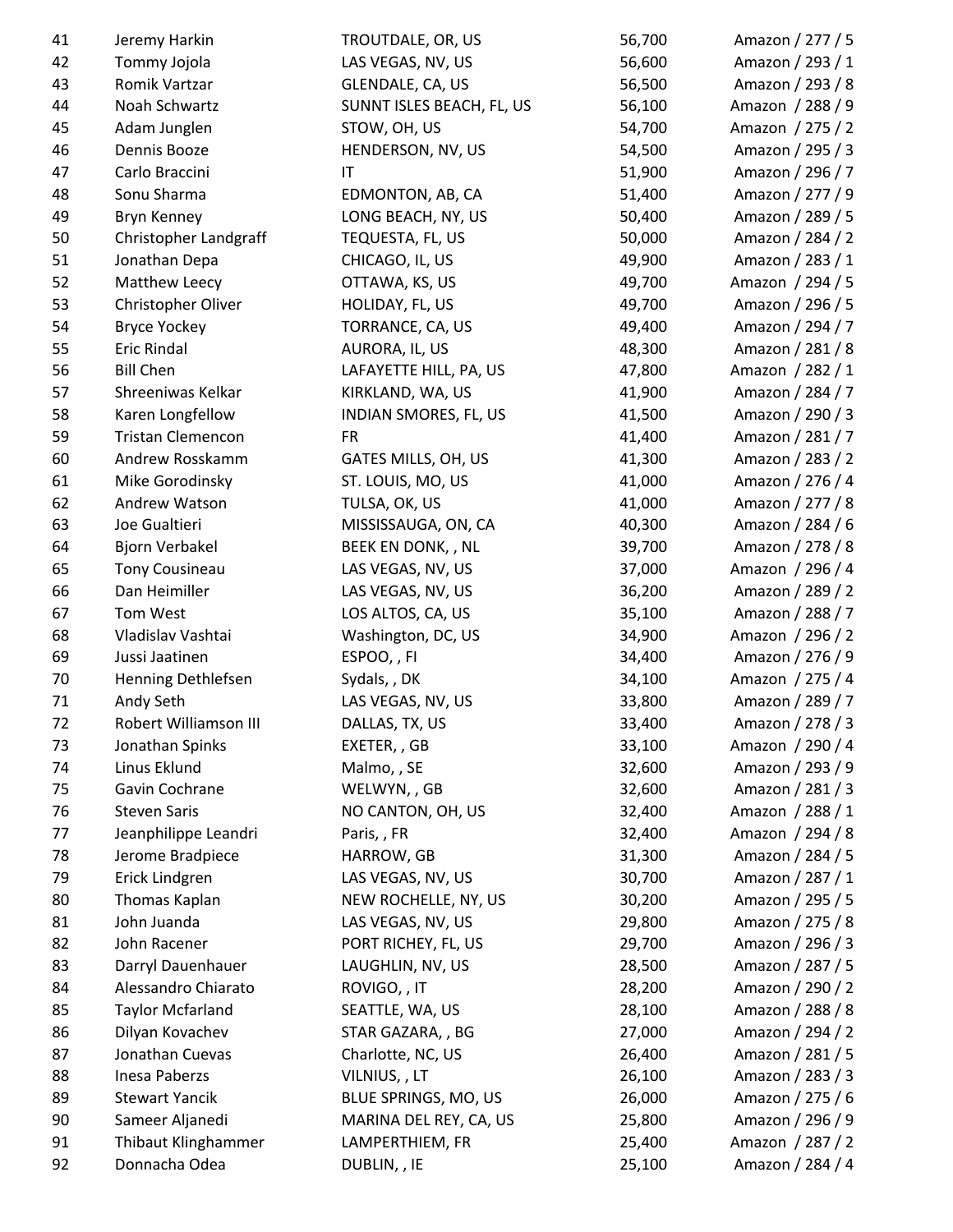| | | | | |
|---|---|---|---|---|
| 41 | Jeremy Harkin | TROUTDALE, OR, US | 56,700 | Amazon / 277 / 5 |
| 42 | Tommy Jojola | LAS VEGAS, NV, US | 56,600 | Amazon / 293 / 1 |
| 43 | Romik Vartzar | GLENDALE, CA, US | 56,500 | Amazon / 293 / 8 |
| 44 | Noah Schwartz | SUNNT ISLES BEACH, FL, US | 56,100 | Amazon / 288 / 9 |
| 45 | Adam Junglen | STOW, OH, US | 54,700 | Amazon / 275 / 2 |
| 46 | Dennis Booze | HENDERSON, NV, US | 54,500 | Amazon / 295 / 3 |
| 47 | Carlo Braccini | IT | 51,900 | Amazon / 296 / 7 |
| 48 | Sonu Sharma | EDMONTON, AB, CA | 51,400 | Amazon / 277 / 9 |
| 49 | Bryn Kenney | LONG BEACH, NY, US | 50,400 | Amazon / 289 / 5 |
| 50 | Christopher Landgraff | TEQUESTA, FL, US | 50,000 | Amazon / 284 / 2 |
| 51 | Jonathan Depa | CHICAGO, IL, US | 49,900 | Amazon / 283 / 1 |
| 52 | Matthew Leecy | OTTAWA, KS, US | 49,700 | Amazon / 294 / 5 |
| 53 | Christopher Oliver | HOLIDAY, FL, US | 49,700 | Amazon / 296 / 5 |
| 54 | Bryce Yockey | TORRANCE, CA, US | 49,400 | Amazon / 294 / 7 |
| 55 | Eric Rindal | AURORA, IL, US | 48,300 | Amazon / 281 / 8 |
| 56 | Bill Chen | LAFAYETTE HILL, PA, US | 47,800 | Amazon / 282 / 1 |
| 57 | Shreeniwas Kelkar | KIRKLAND, WA, US | 41,900 | Amazon / 284 / 7 |
| 58 | Karen Longfellow | INDIAN SMORES, FL, US | 41,500 | Amazon / 290 / 3 |
| 59 | Tristan Clemencon | FR | 41,400 | Amazon / 281 / 7 |
| 60 | Andrew Rosskamm | GATES MILLS, OH, US | 41,300 | Amazon / 283 / 2 |
| 61 | Mike Gorodinsky | ST. LOUIS, MO, US | 41,000 | Amazon / 276 / 4 |
| 62 | Andrew Watson | TULSA, OK, US | 41,000 | Amazon / 277 / 8 |
| 63 | Joe Gualtieri | MISSISSAUGA, ON, CA | 40,300 | Amazon / 284 / 6 |
| 64 | Bjorn Verbakel | BEEK EN DONK, , NL | 39,700 | Amazon / 278 / 8 |
| 65 | Tony Cousineau | LAS VEGAS, NV, US | 37,000 | Amazon / 296 / 4 |
| 66 | Dan Heimiller | LAS VEGAS, NV, US | 36,200 | Amazon / 289 / 2 |
| 67 | Tom West | LOS ALTOS, CA, US | 35,100 | Amazon / 288 / 7 |
| 68 | Vladislav Vashtai | Washington, DC, US | 34,900 | Amazon / 296 / 2 |
| 69 | Jussi Jaatinen | ESPOO, , FI | 34,400 | Amazon / 276 / 9 |
| 70 | Henning Dethlefsen | Sydals, , DK | 34,100 | Amazon / 275 / 4 |
| 71 | Andy Seth | LAS VEGAS, NV, US | 33,800 | Amazon / 289 / 7 |
| 72 | Robert Williamson III | DALLAS, TX, US | 33,400 | Amazon / 278 / 3 |
| 73 | Jonathan Spinks | EXETER, , GB | 33,100 | Amazon / 290 / 4 |
| 74 | Linus Eklund | Malmo, , SE | 32,600 | Amazon / 293 / 9 |
| 75 | Gavin Cochrane | WELWYN, , GB | 32,600 | Amazon / 281 / 3 |
| 76 | Steven Saris | NO CANTON, OH, US | 32,400 | Amazon / 288 / 1 |
| 77 | Jeanphilippe Leandri | Paris, , FR | 32,400 | Amazon / 294 / 8 |
| 78 | Jerome Bradpiece | HARROW, GB | 31,300 | Amazon / 284 / 5 |
| 79 | Erick Lindgren | LAS VEGAS, NV, US | 30,700 | Amazon / 287 / 1 |
| 80 | Thomas Kaplan | NEW ROCHELLE, NY, US | 30,200 | Amazon / 295 / 5 |
| 81 | John Juanda | LAS VEGAS, NV, US | 29,800 | Amazon / 275 / 8 |
| 82 | John Racener | PORT RICHEY, FL, US | 29,700 | Amazon / 296 / 3 |
| 83 | Darryl Dauenhauer | LAUGHLIN, NV, US | 28,500 | Amazon / 287 / 5 |
| 84 | Alessandro Chiarato | ROVIGO, , IT | 28,200 | Amazon / 290 / 2 |
| 85 | Taylor Mcfarland | SEATTLE, WA, US | 28,100 | Amazon / 288 / 8 |
| 86 | Dilyan Kovachev | STAR GAZARA, , BG | 27,000 | Amazon / 294 / 2 |
| 87 | Jonathan Cuevas | Charlotte, NC, US | 26,400 | Amazon / 281 / 5 |
| 88 | Inesa Paberzs | VILNIUS, , LT | 26,100 | Amazon / 283 / 3 |
| 89 | Stewart Yancik | BLUE SPRINGS, MO, US | 26,000 | Amazon / 275 / 6 |
| 90 | Sameer Aljanedi | MARINA DEL REY, CA, US | 25,800 | Amazon / 296 / 9 |
| 91 | Thibaut Klinghammer | LAMPERTHIEM, FR | 25,400 | Amazon / 287 / 2 |
| 92 | Donnacha Odea | DUBLIN, , IE | 25,100 | Amazon / 284 / 4 |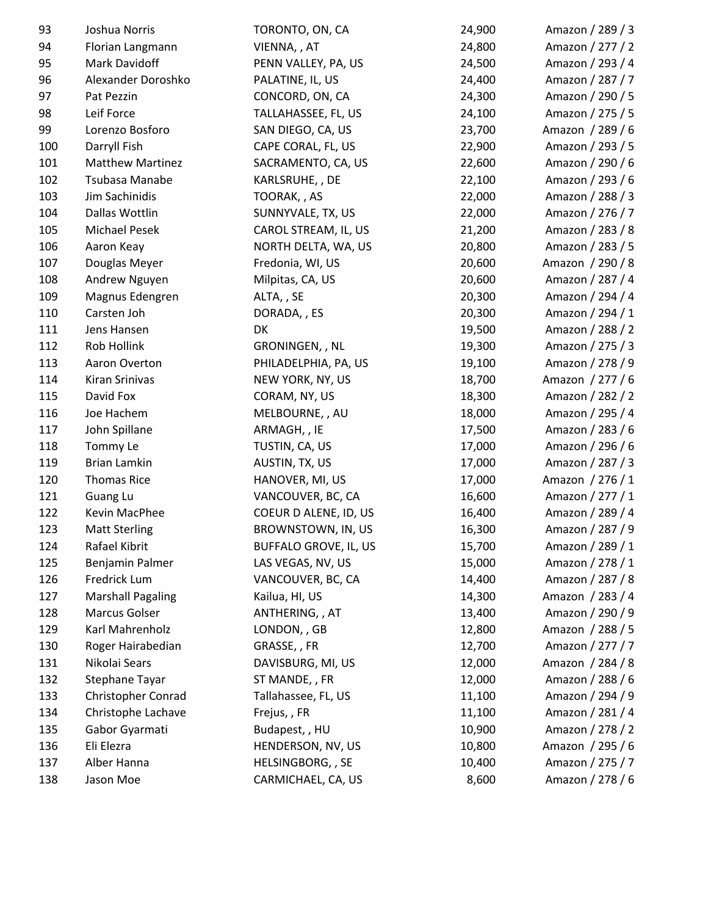| | | | | |
|---|---|---|---|---|
| 93 | Joshua Norris | TORONTO, ON, CA | 24,900 | Amazon / 289 / 3 |
| 94 | Florian Langmann | VIENNA, , AT | 24,800 | Amazon / 277 / 2 |
| 95 | Mark Davidoff | PENN VALLEY, PA, US | 24,500 | Amazon / 293 / 4 |
| 96 | Alexander Doroshko | PALATINE, IL, US | 24,400 | Amazon / 287 / 7 |
| 97 | Pat Pezzin | CONCORD, ON, CA | 24,300 | Amazon / 290 / 5 |
| 98 | Leif Force | TALLAHASSEE, FL, US | 24,100 | Amazon / 275 / 5 |
| 99 | Lorenzo Bosforo | SAN DIEGO, CA, US | 23,700 | Amazon / 289 / 6 |
| 100 | Darryll Fish | CAPE CORAL, FL, US | 22,900 | Amazon / 293 / 5 |
| 101 | Matthew Martinez | SACRAMENTO, CA, US | 22,600 | Amazon / 290 / 6 |
| 102 | Tsubasa Manabe | KARLSRUHE, , DE | 22,100 | Amazon / 293 / 6 |
| 103 | Jim Sachinidis | TOORAK, , AS | 22,000 | Amazon / 288 / 3 |
| 104 | Dallas Wottlin | SUNNYVALE, TX, US | 22,000 | Amazon / 276 / 7 |
| 105 | Michael Pesek | CAROL STREAM, IL, US | 21,200 | Amazon / 283 / 8 |
| 106 | Aaron Keay | NORTH DELTA, WA, US | 20,800 | Amazon / 283 / 5 |
| 107 | Douglas Meyer | Fredonia, WI, US | 20,600 | Amazon / 290 / 8 |
| 108 | Andrew Nguyen | Milpitas, CA, US | 20,600 | Amazon / 287 / 4 |
| 109 | Magnus Edengren | ALTA, , SE | 20,300 | Amazon / 294 / 4 |
| 110 | Carsten Joh | DORADA, , ES | 20,300 | Amazon / 294 / 1 |
| 111 | Jens Hansen | DK | 19,500 | Amazon / 288 / 2 |
| 112 | Rob Hollink | GRONINGEN, , NL | 19,300 | Amazon / 275 / 3 |
| 113 | Aaron Overton | PHILADELPHIA, PA, US | 19,100 | Amazon / 278 / 9 |
| 114 | Kiran Srinivas | NEW YORK, NY, US | 18,700 | Amazon / 277 / 6 |
| 115 | David Fox | CORAM, NY, US | 18,300 | Amazon / 282 / 2 |
| 116 | Joe Hachem | MELBOURNE, , AU | 18,000 | Amazon / 295 / 4 |
| 117 | John Spillane | ARMAGH, , IE | 17,500 | Amazon / 283 / 6 |
| 118 | Tommy Le | TUSTIN, CA, US | 17,000 | Amazon / 296 / 6 |
| 119 | Brian Lamkin | AUSTIN, TX, US | 17,000 | Amazon / 287 / 3 |
| 120 | Thomas Rice | HANOVER, MI, US | 17,000 | Amazon / 276 / 1 |
| 121 | Guang Lu | VANCOUVER, BC, CA | 16,600 | Amazon / 277 / 1 |
| 122 | Kevin MacPhee | COEUR D ALENE, ID, US | 16,400 | Amazon / 289 / 4 |
| 123 | Matt Sterling | BROWNSTOWN, IN, US | 16,300 | Amazon / 287 / 9 |
| 124 | Rafael Kibrit | BUFFALO GROVE, IL, US | 15,700 | Amazon / 289 / 1 |
| 125 | Benjamin Palmer | LAS VEGAS, NV, US | 15,000 | Amazon / 278 / 1 |
| 126 | Fredrick Lum | VANCOUVER, BC, CA | 14,400 | Amazon / 287 / 8 |
| 127 | Marshall Pagaling | Kailua, HI, US | 14,300 | Amazon / 283 / 4 |
| 128 | Marcus Golser | ANTHERING, , AT | 13,400 | Amazon / 290 / 9 |
| 129 | Karl Mahrenholz | LONDON, , GB | 12,800 | Amazon / 288 / 5 |
| 130 | Roger Hairabedian | GRASSE, , FR | 12,700 | Amazon / 277 / 7 |
| 131 | Nikolai Sears | DAVISBURG, MI, US | 12,000 | Amazon / 284 / 8 |
| 132 | Stephane Tayar | ST MANDE, , FR | 12,000 | Amazon / 288 / 6 |
| 133 | Christopher Conrad | Tallahassee, FL, US | 11,100 | Amazon / 294 / 9 |
| 134 | Christophe Lachave | Frejus, , FR | 11,100 | Amazon / 281 / 4 |
| 135 | Gabor Gyarmati | Budapest, , HU | 10,900 | Amazon / 278 / 2 |
| 136 | Eli Elezra | HENDERSON, NV, US | 10,800 | Amazon / 295 / 6 |
| 137 | Alber Hanna | HELSINGBORG, , SE | 10,400 | Amazon / 275 / 7 |
| 138 | Jason Moe | CARMICHAEL, CA, US | 8,600 | Amazon / 278 / 6 |